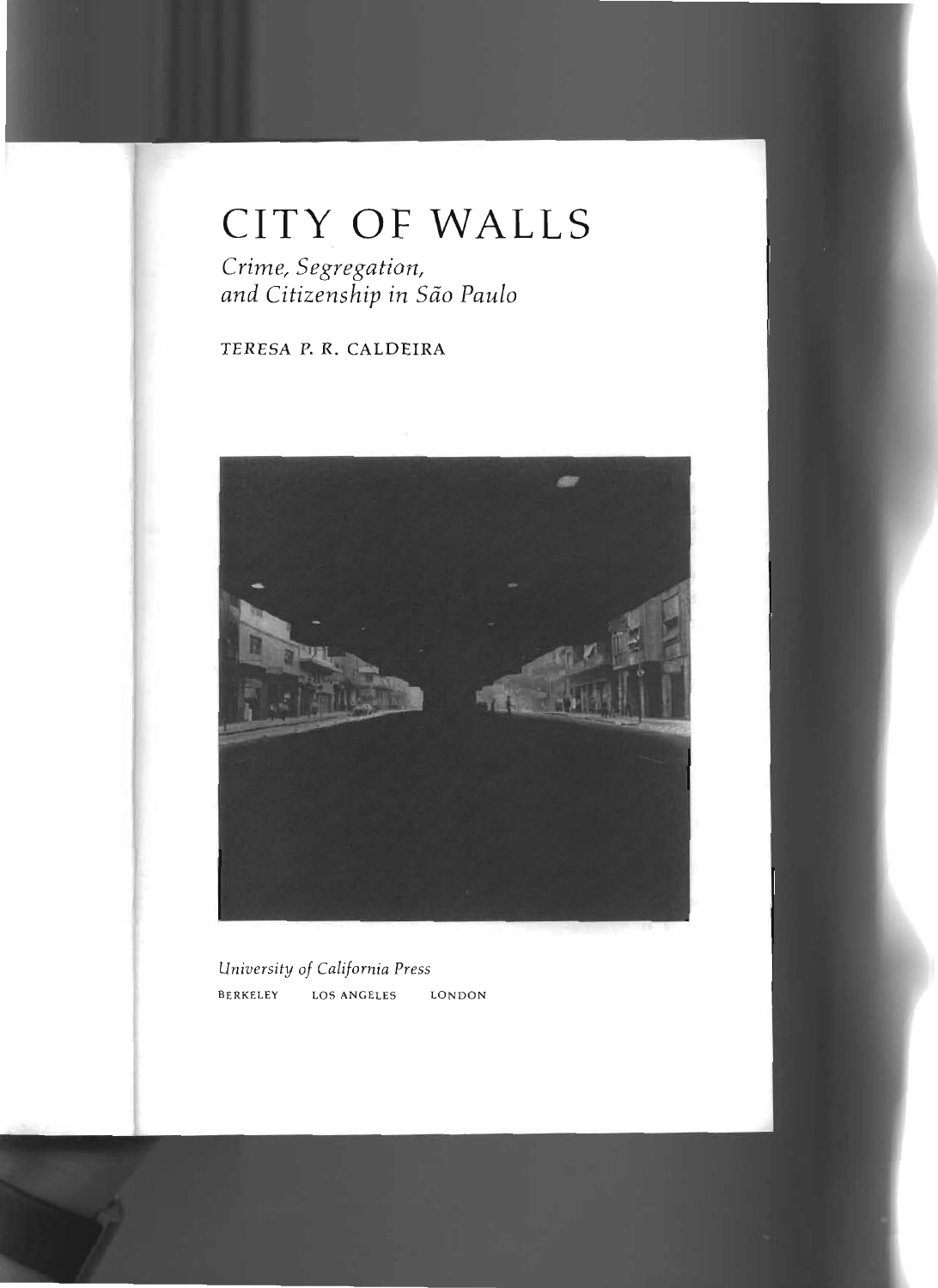# CITY OF WALLS

*Crime, Segregation, and Citizenship in São Paulo*

TERESA P. R. CALDEIRA

*University of California Press*

BERKELEY LOS ANGELES LONDON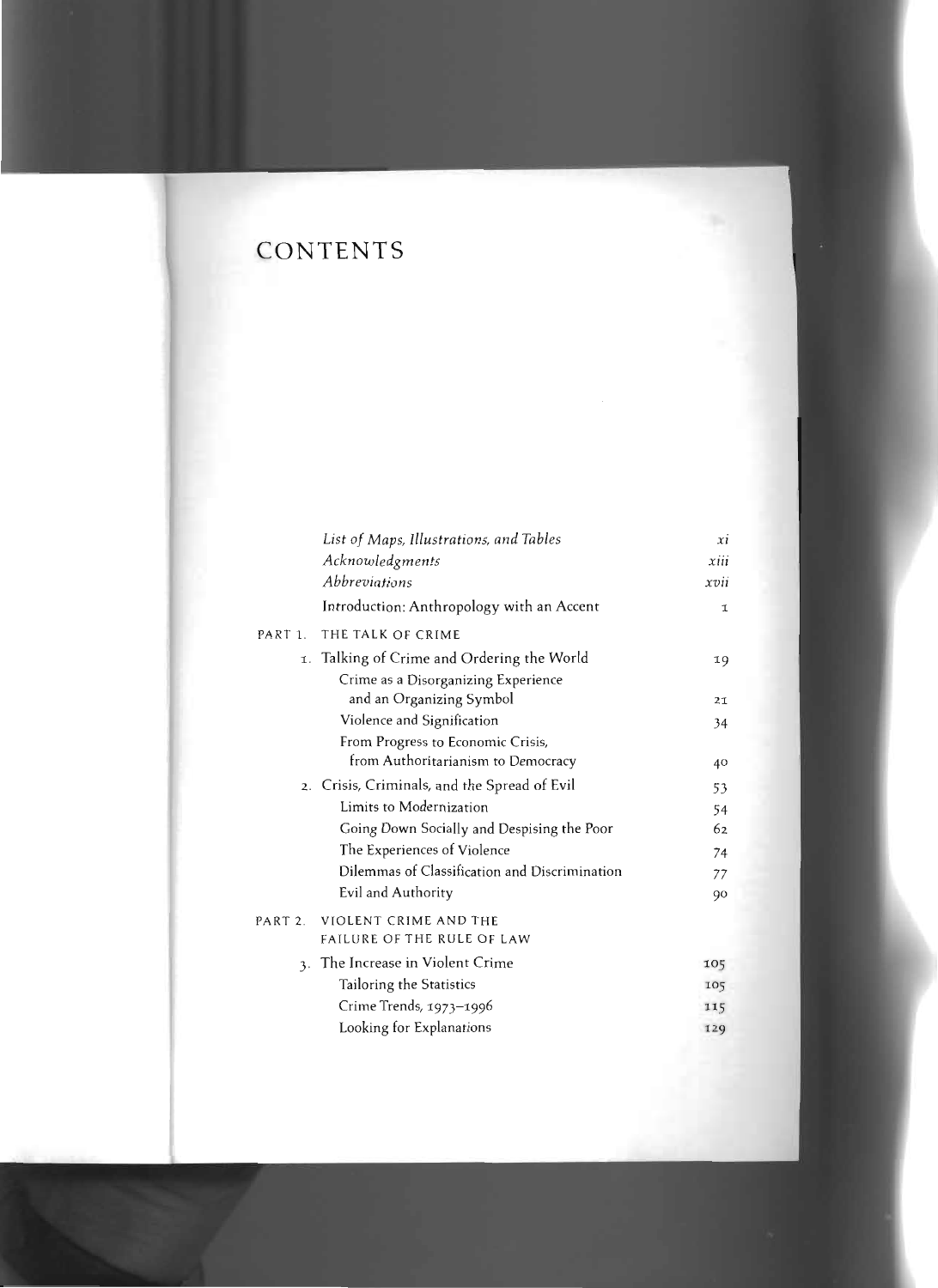# CONTENTS

| | | |
|---|---|---|
| | *List of Maps, Illustrations, and Tables* | *xi* |
| | *Acknowledgments* | *xiii* |
| | *Abbreviations* | *xvii* |
| | Introduction: Anthropology with an Accent | 1 |
| PART 1. | THE TALK OF CRIME | |
| 1. | Talking of Crime and Ordering the World | 19 |
| | Crime as a Disorganizing Experience and an Organizing Symbol | 21 |
| | Violence and Signification | 34 |
| | From Progress to Economic Crisis, from Authoritarianism to Democracy | 40 |
| 2. | Crisis, Criminals, and the Spread of Evil | 53 |
| | Limits to Modernization | 54 |
| | Going Down Socially and Despising the Poor | 62 |
| | The Experiences of Violence | 74 |
| | Dilemmas of Classification and Discrimination | 77 |
| | Evil and Authority | 90 |
| PART 2. | VIOLENT CRIME AND THE FAILURE OF THE RULE OF LAW | |
| 3. | The Increase in Violent Crime | 105 |
| | Tailoring the Statistics | 105 |
| | Crime Trends, 1973–1996 | 115 |
| | Looking for Explanations | 129 |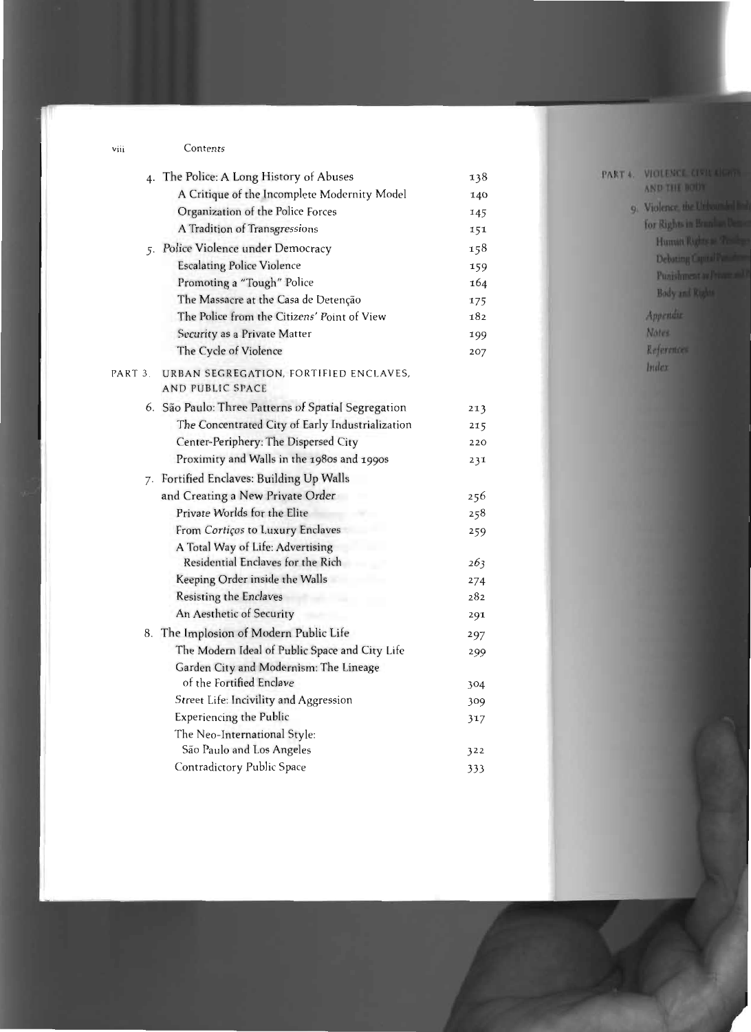4. The Police: A Long History of Abuses 138
   - A Critique of the Incomplete Modernity Model 140
   - Organization of the Police Forces 145
   - A Tradition of Transgressions 151
5. Police Violence under Democracy 158
   - Escalating Police Violence 159
   - Promoting a "Tough" Police 164
   - The Massacre at the Casa de Detenção 175
   - The Police from the Citizens' Point of View 182
   - Security as a Private Matter 199
   - The Cycle of Violence 207

PART 3. URBAN SEGREGATION, FORTIFIED ENCLAVES, AND PUBLIC SPACE

6. São Paulo: Three Patterns of Spatial Segregation 213
   - The Concentrated City of Early Industrialization 215
   - Center-Periphery: The Dispersed City 220
   - Proximity and Walls in the 1980s and 1990s 231
7. Fortified Enclaves: Building Up Walls and Creating a New Private Order 256
   - Private Worlds for the Elite 258
   - From *Cortiços* to Luxury Enclaves 259
   - A Total Way of Life: Advertising Residential Enclaves for the Rich 263
   - Keeping Order inside the Walls 274
   - Resisting the Enclaves 282
   - An Aesthetic of Security 291
8. The Implosion of Modern Public Life 297
   - The Modern Ideal of Public Space and City Life 299
   - Garden City and Modernism: The Lineage of the Fortified Enclave 304
   - Street Life: Incivility and Aggression 309
   - Experiencing the Public 317
   - The Neo-International Style: São Paulo and Los Angeles 322
   - Contradictory Public Space 333

PART 4. VIOLENCE, CIVIL RIGHTS, AND THE BODY

9. Violence, the Unbounded Body, and the Disregard for Rights in Brazilian Democracy
   - Human Rights as "Privileges"
   - Debating Capital Punishment
   - Punishment as Private and Painful
   - Body and Rights

*Appendix*

*Notes*

*References*

*Index*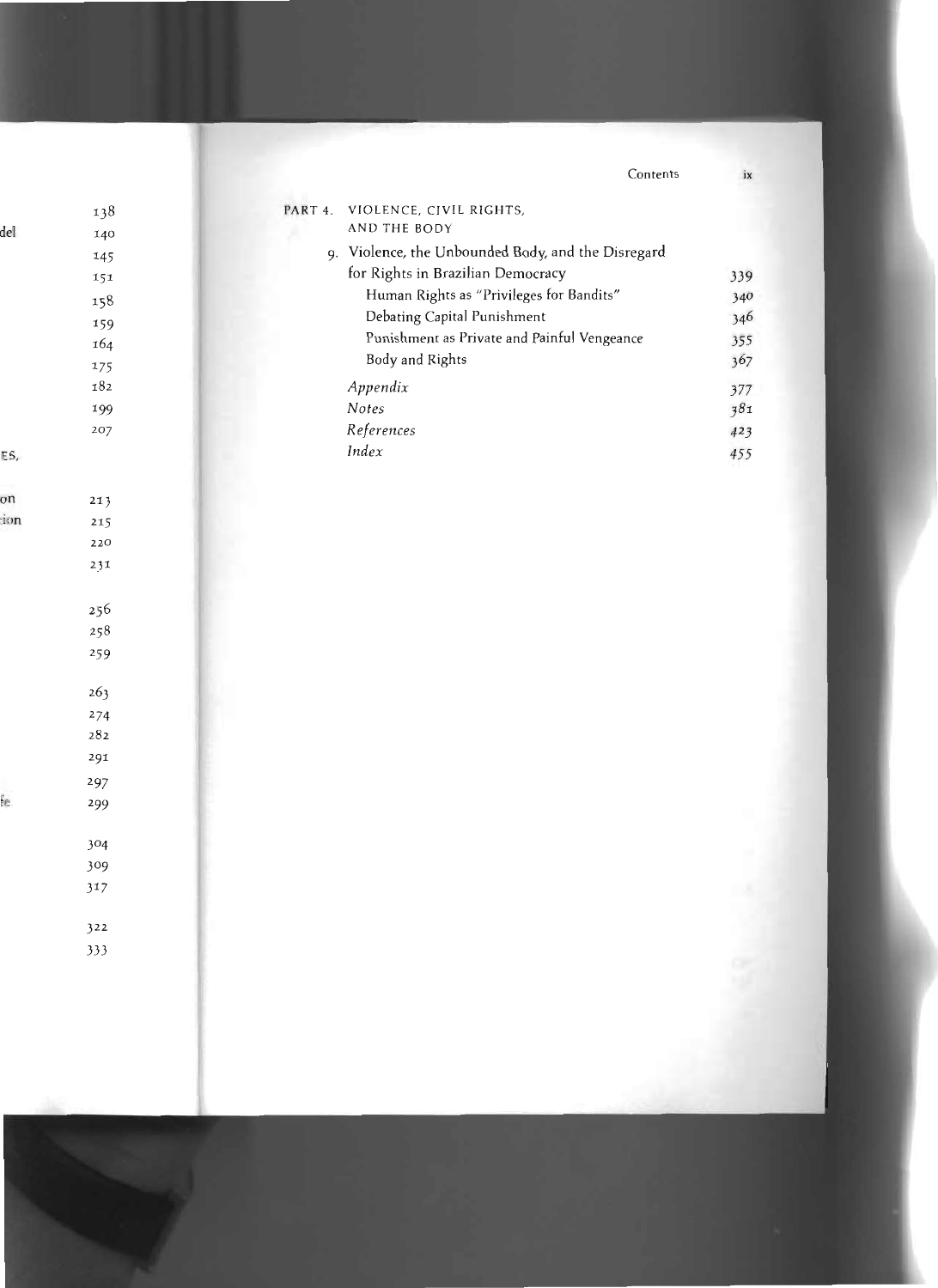PART 4. VIOLENCE, CIVIL RIGHTS, AND THE BODY

9. Violence, the Unbounded Body, and the Disregard for Rights in Brazilian Democracy — 339
   - Human Rights as "Privileges for Bandits" — 340
   - Debating Capital Punishment — 346
   - Punishment as Private and Painful Vengeance — 355
   - Body and Rights — 367

*Appendix* — 377

*Notes* — 381

*References* — 423

*Index* — 455